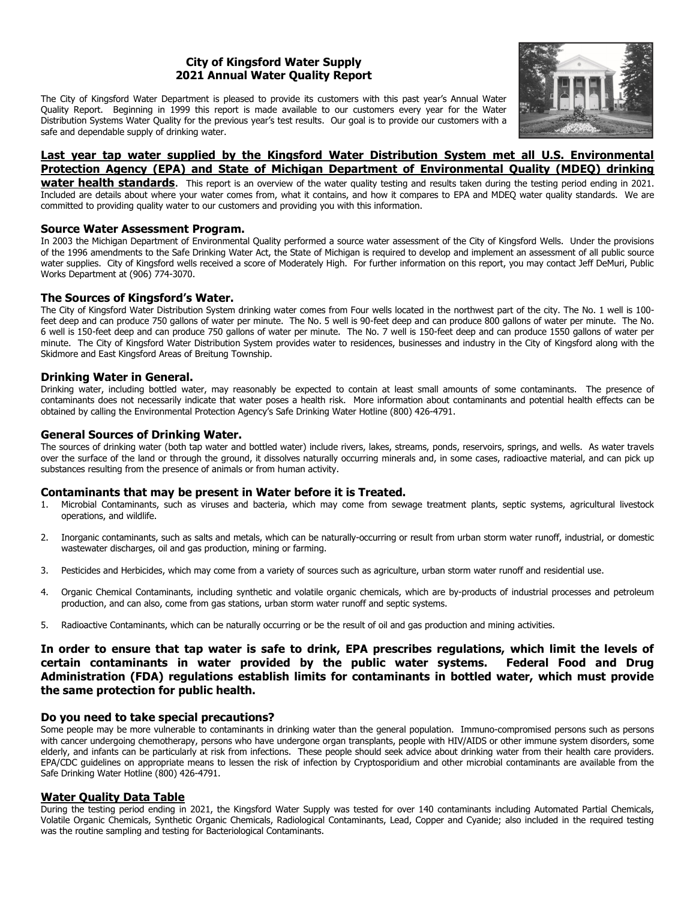# City of Kingsford Water Supply
# 2021 Annual Water Quality Report

The City of Kingsford Water Department is pleased to provide its customers with this past year's Annual Water Quality Report. Beginning in 1999 this report is made available to our customers every year for the Water Distribution Systems Water Quality for the previous year's test results. Our goal is to provide our customers with a safe and dependable supply of drinking water.

**Last year tap water supplied by the Kingsford Water Distribution System met all U.S. Environmental Protection Agency (EPA) and State of Michigan Department of Environmental Quality (MDEQ) drinking water health standards.** This report is an overview of the water quality testing and results taken during the testing period ending in 2021. Included are details about where your water comes from, what it contains, and how it compares to EPA and MDEQ water quality standards. We are committed to providing quality water to our customers and providing you with this information.

### Source Water Assessment Program.

In 2003 the Michigan Department of Environmental Quality performed a source water assessment of the City of Kingsford Wells. Under the provisions of the 1996 amendments to the Safe Drinking Water Act, the State of Michigan is required to develop and implement an assessment of all public source water supplies. City of Kingsford wells received a score of Moderately High. For further information on this report, you may contact Jeff DeMuri, Public Works Department at (906) 774-3070.

### The Sources of Kingsford's Water.

The City of Kingsford Water Distribution System drinking water comes from Four wells located in the northwest part of the city. The No. 1 well is 100-feet deep and can produce 750 gallons of water per minute. The No. 5 well is 90-feet deep and can produce 800 gallons of water per minute. The No. 6 well is 150-feet deep and can produce 750 gallons of water per minute. The No. 7 well is 150-feet deep and can produce 1550 gallons of water per minute. The City of Kingsford Water Distribution System provides water to residences, businesses and industry in the City of Kingsford along with the Skidmore and East Kingsford Areas of Breitung Township.

### Drinking Water in General.

Drinking water, including bottled water, may reasonably be expected to contain at least small amounts of some contaminants. The presence of contaminants does not necessarily indicate that water poses a health risk. More information about contaminants and potential health effects can be obtained by calling the Environmental Protection Agency's Safe Drinking Water Hotline (800) 426-4791.

### General Sources of Drinking Water.

The sources of drinking water (both tap water and bottled water) include rivers, lakes, streams, ponds, reservoirs, springs, and wells. As water travels over the surface of the land or through the ground, it dissolves naturally occurring minerals and, in some cases, radioactive material, and can pick up substances resulting from the presence of animals or from human activity.

### Contaminants that may be present in Water before it is Treated.

1. Microbial Contaminants, such as viruses and bacteria, which may come from sewage treatment plants, septic systems, agricultural livestock operations, and wildlife.
2. Inorganic contaminants, such as salts and metals, which can be naturally-occurring or result from urban storm water runoff, industrial, or domestic wastewater discharges, oil and gas production, mining or farming.
3. Pesticides and Herbicides, which may come from a variety of sources such as agriculture, urban storm water runoff and residential use.
4. Organic Chemical Contaminants, including synthetic and volatile organic chemicals, which are by-products of industrial processes and petroleum production, and can also, come from gas stations, urban storm water runoff and septic systems.
5. Radioactive Contaminants, which can be naturally occurring or be the result of oil and gas production and mining activities.

**In order to ensure that tap water is safe to drink, EPA prescribes regulations, which limit the levels of certain contaminants in water provided by the public water systems. Federal Food and Drug Administration (FDA) regulations establish limits for contaminants in bottled water, which must provide the same protection for public health.**

### Do you need to take special precautions?

Some people may be more vulnerable to contaminants in drinking water than the general population. Immuno-compromised persons such as persons with cancer undergoing chemotherapy, persons who have undergone organ transplants, people with HIV/AIDS or other immune system disorders, some elderly, and infants can be particularly at risk from infections. These people should seek advice about drinking water from their health care providers. EPA/CDC guidelines on appropriate means to lessen the risk of infection by Cryptosporidium and other microbial contaminants are available from the Safe Drinking Water Hotline (800) 426-4791.

### Water Quality Data Table

During the testing period ending in 2021, the Kingsford Water Supply was tested for over 140 contaminants including Automated Partial Chemicals, Volatile Organic Chemicals, Synthetic Organic Chemicals, Radiological Contaminants, Lead, Copper and Cyanide; also included in the required testing was the routine sampling and testing for Bacteriological Contaminants.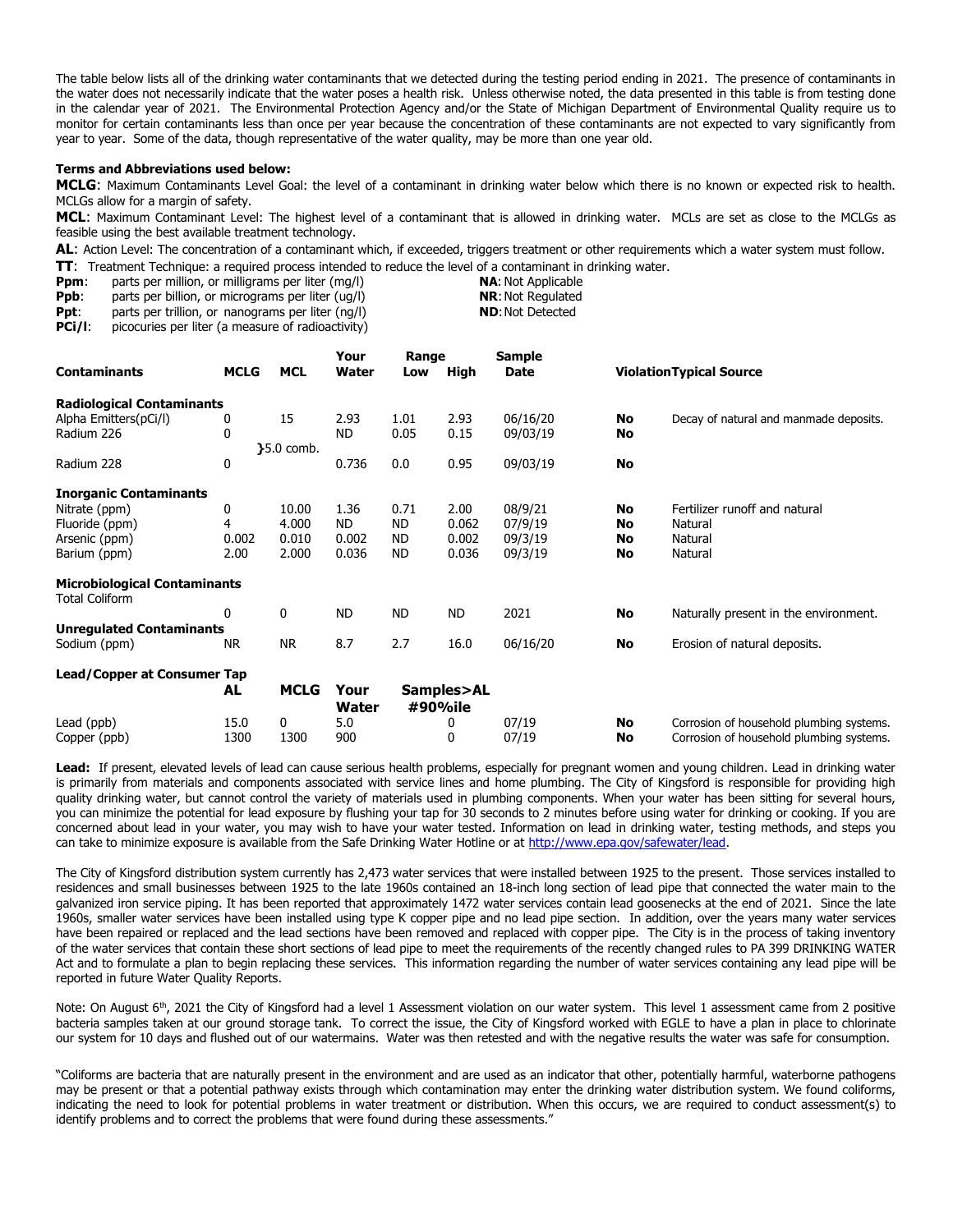The table below lists all of the drinking water contaminants that we detected during the testing period ending in 2021. The presence of contaminants in the water does not necessarily indicate that the water poses a health risk. Unless otherwise noted, the data presented in this table is from testing done in the calendar year of 2021. The Environmental Protection Agency and/or the State of Michigan Department of Environmental Quality require us to monitor for certain contaminants less than once per year because the concentration of these contaminants are not expected to vary significantly from year to year. Some of the data, though representative of the water quality, may be more than one year old.

**Terms and Abbreviations used below:**

**MCLG**: Maximum Contaminants Level Goal: the level of a contaminant in drinking water below which there is no known or expected risk to health. MCLGs allow for a margin of safety.

**MCL**: Maximum Contaminant Level: The highest level of a contaminant that is allowed in drinking water. MCLs are set as close to the MCLGs as feasible using the best available treatment technology.

**AL**: Action Level: The concentration of a contaminant which, if exceeded, triggers treatment or other requirements which a water system must follow.

**TT**: Treatment Technique: a required process intended to reduce the level of a contaminant in drinking water.

**Ppm**: parts per million, or milligrams per liter (mg/l)
**Ppb**: parts per billion, or micrograms per liter (ug/l)
**Ppt**: parts per trillion, or nanograms per liter (ng/l)
**PCi/l**: picocuries per liter (a measure of radioactivity)

**NA**: Not Applicable
**NR**: Not Regulated
**ND**: Not Detected

| Contaminants | MCLG | MCL | Your Water | Range Low | Range High | Sample Date | Violation | Typical Source |
|---|---|---|---|---|---|---|---|---|
| **Radiological Contaminants** | | | | | | | | |
| Alpha Emitters(pCi/l) | 0 | 15 | 2.93 | 1.01 | 2.93 | 06/16/20 | **No** | Decay of natural and manmade deposits. |
| Radium 226 | 0 | 5.0 comb. | ND | 0.05 | 0.15 | 09/03/19 | **No** | |
| Radium 228 | 0 | | 0.736 | 0.0 | 0.95 | 09/03/19 | **No** | |
| **Inorganic Contaminants** | | | | | | | | |
| Nitrate (ppm) | 0 | 10.00 | 1.36 | 0.71 | 2.00 | 08/9/21 | **No** | Fertilizer runoff and natural |
| Fluoride (ppm) | 4 | 4.000 | ND | ND | 0.062 | 07/9/19 | **No** | Natural |
| Arsenic (ppm) | 0.002 | 0.010 | 0.002 | ND | 0.002 | 09/3/19 | **No** | Natural |
| Barium (ppm) | 2.00 | 2.000 | 0.036 | ND | 0.036 | 09/3/19 | **No** | Natural |
| **Microbiological Contaminants** | | | | | | | | |
| Total Coliform | 0 | 0 | ND | ND | ND | 2021 | **No** | Naturally present in the environment. |
| **Unregulated Contaminants** | | | | | | | | |
| Sodium (ppm) | NR | NR | 8.7 | 2.7 | 16.0 | 06/16/20 | **No** | Erosion of natural deposits. |

| Lead/Copper at Consumer Tap | AL | MCLG | Your Water #90%ile | Samples>AL | Sample Date | Violation | Typical Source |
|---|---|---|---|---|---|---|---|
| Lead (ppb) | 15.0 | 0 | 5.0 | 0 | 07/19 | **No** | Corrosion of household plumbing systems. |
| Copper (ppb) | 1300 | 1300 | 900 | 0 | 07/19 | **No** | Corrosion of household plumbing systems. |

**Lead:** If present, elevated levels of lead can cause serious health problems, especially for pregnant women and young children. Lead in drinking water is primarily from materials and components associated with service lines and home plumbing. The City of Kingsford is responsible for providing high quality drinking water, but cannot control the variety of materials used in plumbing components. When your water has been sitting for several hours, you can minimize the potential for lead exposure by flushing your tap for 30 seconds to 2 minutes before using water for drinking or cooking. If you are concerned about lead in your water, you may wish to have your water tested. Information on lead in drinking water, testing methods, and steps you can take to minimize exposure is available from the Safe Drinking Water Hotline or at http://www.epa.gov/safewater/lead.

The City of Kingsford distribution system currently has 2,473 water services that were installed between 1925 to the present. Those services installed to residences and small businesses between 1925 to the late 1960s contained an 18-inch long section of lead pipe that connected the water main to the galvanized iron service piping. It has been reported that approximately 1472 water services contain lead goosenecks at the end of 2021. Since the late 1960s, smaller water services have been installed using type K copper pipe and no lead pipe section. In addition, over the years many water services have been repaired or replaced and the lead sections have been removed and replaced with copper pipe. The City is in the process of taking inventory of the water services that contain these short sections of lead pipe to meet the requirements of the recently changed rules to PA 399 DRINKING WATER Act and to formulate a plan to begin replacing these services. This information regarding the number of water services containing any lead pipe will be reported in future Water Quality Reports.

Note: On August 6th, 2021 the City of Kingsford had a level 1 Assessment violation on our water system. This level 1 assessment came from 2 positive bacteria samples taken at our ground storage tank. To correct the issue, the City of Kingsford worked with EGLE to have a plan in place to chlorinate our system for 10 days and flushed out of our watermains. Water was then retested and with the negative results the water was safe for consumption.

"Coliforms are bacteria that are naturally present in the environment and are used as an indicator that other, potentially harmful, waterborne pathogens may be present or that a potential pathway exists through which contamination may enter the drinking water distribution system. We found coliforms, indicating the need to look for potential problems in water treatment or distribution. When this occurs, we are required to conduct assessment(s) to identify problems and to correct the problems that were found during these assessments."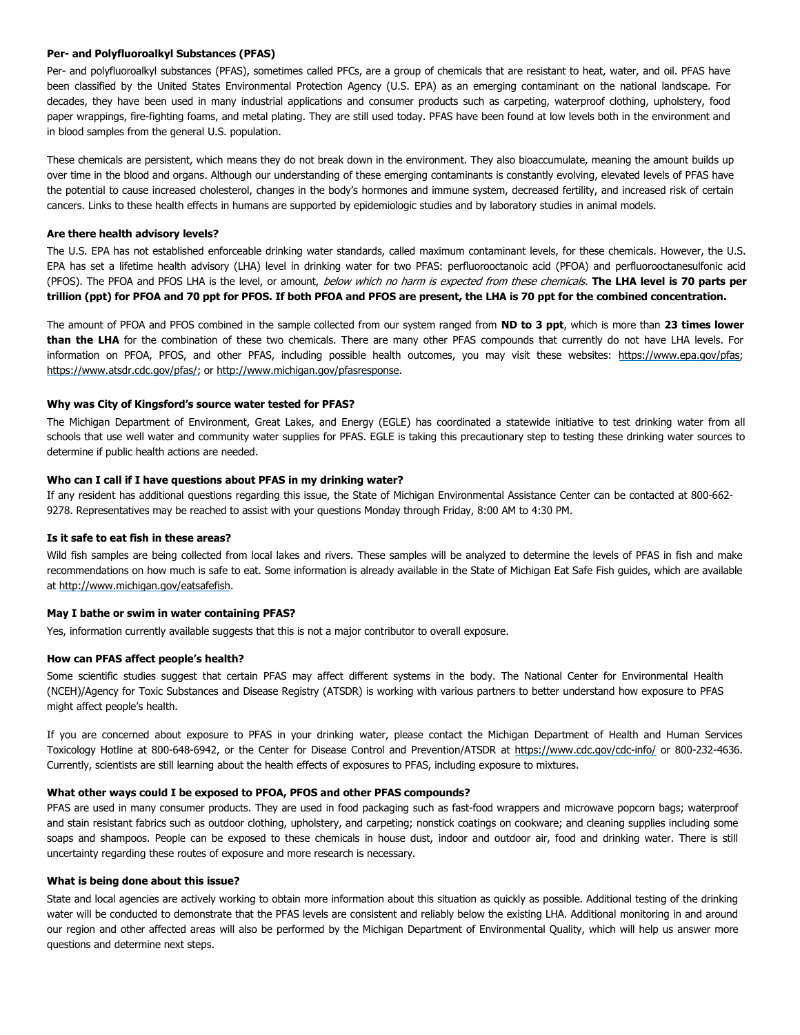**Per- and Polyfluoroalkyl Substances (PFAS)**

Per- and polyfluoroalkyl substances (PFAS), sometimes called PFCs, are a group of chemicals that are resistant to heat, water, and oil. PFAS have been classified by the United States Environmental Protection Agency (U.S. EPA) as an emerging contaminant on the national landscape. For decades, they have been used in many industrial applications and consumer products such as carpeting, waterproof clothing, upholstery, food paper wrappings, fire-fighting foams, and metal plating. They are still used today. PFAS have been found at low levels both in the environment and in blood samples from the general U.S. population.

These chemicals are persistent, which means they do not break down in the environment. They also bioaccumulate, meaning the amount builds up over time in the blood and organs. Although our understanding of these emerging contaminants is constantly evolving, elevated levels of PFAS have the potential to cause increased cholesterol, changes in the body's hormones and immune system, decreased fertility, and increased risk of certain cancers. Links to these health effects in humans are supported by epidemiologic studies and by laboratory studies in animal models.

**Are there health advisory levels?**

The U.S. EPA has not established enforceable drinking water standards, called maximum contaminant levels, for these chemicals. However, the U.S. EPA has set a lifetime health advisory (LHA) level in drinking water for two PFAS: perfluorooctanoic acid (PFOA) and perfluorooctanesulfonic acid (PFOS). The PFOA and PFOS LHA is the level, or amount, *below which no harm is expected from these chemicals*. **The LHA level is 70 parts per trillion (ppt) for PFOA and 70 ppt for PFOS. If both PFOA and PFOS are present, the LHA is 70 ppt for the combined concentration.**

The amount of PFOA and PFOS combined in the sample collected from our system ranged from **ND to 3 ppt**, which is more than **23 times lower than the LHA** for the combination of these two chemicals. There are many other PFAS compounds that currently do not have LHA levels. For information on PFOA, PFOS, and other PFAS, including possible health outcomes, you may visit these websites: https://www.epa.gov/pfas; https://www.atsdr.cdc.gov/pfas/; or http://www.michigan.gov/pfasresponse.

**Why was City of Kingsford's source water tested for PFAS?**

The Michigan Department of Environment, Great Lakes, and Energy (EGLE) has coordinated a statewide initiative to test drinking water from all schools that use well water and community water supplies for PFAS. EGLE is taking this precautionary step to testing these drinking water sources to determine if public health actions are needed.

**Who can I call if I have questions about PFAS in my drinking water?**

If any resident has additional questions regarding this issue, the State of Michigan Environmental Assistance Center can be contacted at 800-662-9278. Representatives may be reached to assist with your questions Monday through Friday, 8:00 AM to 4:30 PM.

**Is it safe to eat fish in these areas?**

Wild fish samples are being collected from local lakes and rivers. These samples will be analyzed to determine the levels of PFAS in fish and make recommendations on how much is safe to eat. Some information is already available in the State of Michigan Eat Safe Fish guides, which are available at http://www.michigan.gov/eatsafefish.

**May I bathe or swim in water containing PFAS?**

Yes, information currently available suggests that this is not a major contributor to overall exposure.

**How can PFAS affect people's health?**

Some scientific studies suggest that certain PFAS may affect different systems in the body. The National Center for Environmental Health (NCEH)/Agency for Toxic Substances and Disease Registry (ATSDR) is working with various partners to better understand how exposure to PFAS might affect people's health.

If you are concerned about exposure to PFAS in your drinking water, please contact the Michigan Department of Health and Human Services Toxicology Hotline at 800-648-6942, or the Center for Disease Control and Prevention/ATSDR at https://www.cdc.gov/cdc-info/ or 800-232-4636. Currently, scientists are still learning about the health effects of exposures to PFAS, including exposure to mixtures.

**What other ways could I be exposed to PFOA, PFOS and other PFAS compounds?**

PFAS are used in many consumer products. They are used in food packaging such as fast-food wrappers and microwave popcorn bags; waterproof and stain resistant fabrics such as outdoor clothing, upholstery, and carpeting; nonstick coatings on cookware; and cleaning supplies including some soaps and shampoos. People can be exposed to these chemicals in house dust, indoor and outdoor air, food and drinking water. There is still uncertainty regarding these routes of exposure and more research is necessary.

**What is being done about this issue?**

State and local agencies are actively working to obtain more information about this situation as quickly as possible. Additional testing of the drinking water will be conducted to demonstrate that the PFAS levels are consistent and reliably below the existing LHA. Additional monitoring in and around our region and other affected areas will also be performed by the Michigan Department of Environmental Quality, which will help us answer more questions and determine next steps.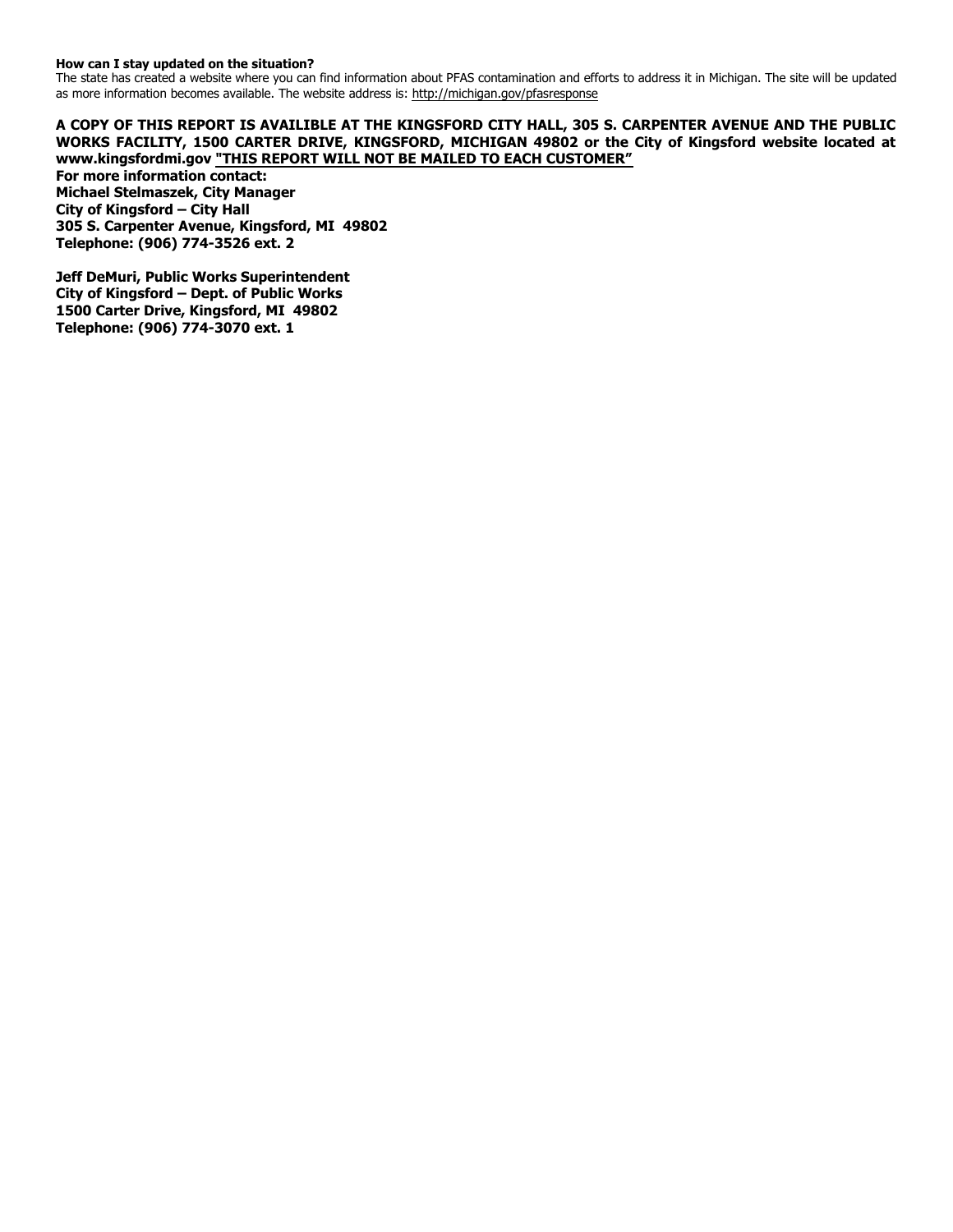**How can I stay updated on the situation?**

The state has created a website where you can find information about PFAS contamination and efforts to address it in Michigan. The site will be updated as more information becomes available. The website address is: http://michigan.gov/pfasresponse

**A COPY OF THIS REPORT IS AVAILIBLE AT THE KINGSFORD CITY HALL, 305 S. CARPENTER AVENUE AND THE PUBLIC WORKS FACILITY, 1500 CARTER DRIVE, KINGSFORD, MICHIGAN 49802 or the City of Kingsford website located at www.kingsfordmi.gov "THIS REPORT WILL NOT BE MAILED TO EACH CUSTOMER"**

**For more information contact:**
**Michael Stelmaszek, City Manager**
**City of Kingsford – City Hall**
**305 S. Carpenter Avenue, Kingsford, MI 49802**
**Telephone: (906) 774-3526 ext. 2**

**Jeff DeMuri, Public Works Superintendent**
**City of Kingsford – Dept. of Public Works**
**1500 Carter Drive, Kingsford, MI 49802**
**Telephone: (906) 774-3070 ext. 1**